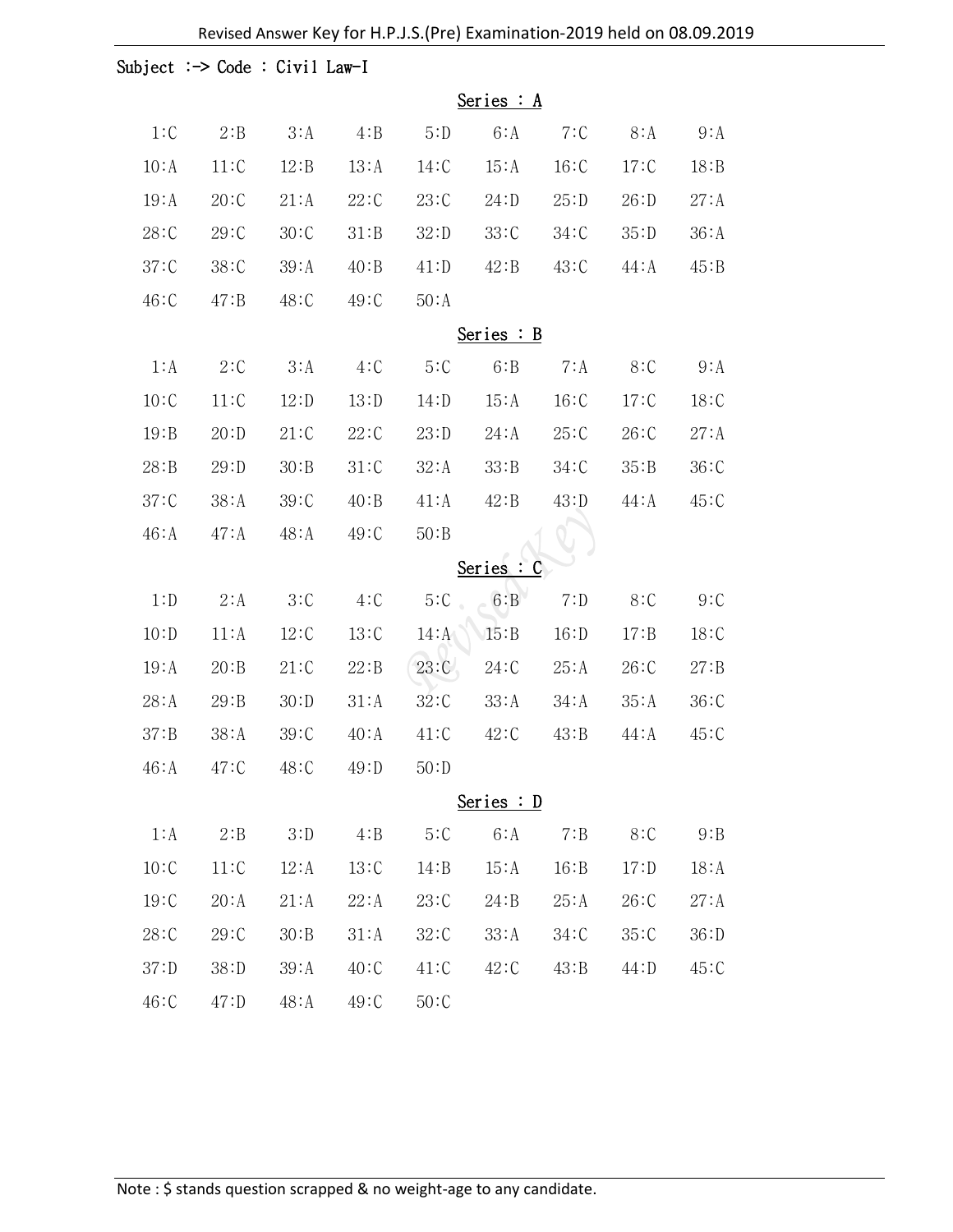# Revised Answer Key for H.P.J.S.(Pre) Examination-2019 held on 08.09.2019

Subject :-> Code : Civil Law-I

## Series : A

| | | | | | | | | |
|---|---|---|---|---|---|---|---|---|
| 1:C | 2:B | 3:A | 4:B | 5:D | 6:A | 7:C | 8:A | 9:A |
| 10:A | 11:C | 12:B | 13:A | 14:C | 15:A | 16:C | 17:C | 18:B |
| 19:A | 20:C | 21:A | 22:C | 23:C | 24:D | 25:D | 26:D | 27:A |
| 28:C | 29:C | 30:C | 31:B | 32:D | 33:C | 34:C | 35:D | 36:A |
| 37:C | 38:C | 39:A | 40:B | 41:D | 42:B | 43:C | 44:A | 45:B |
| 46:C | 47:B | 48:C | 49:C | 50:A | | | | |

## Series : B

| | | | | | | | | |
|---|---|---|---|---|---|---|---|---|
| 1:A | 2:C | 3:A | 4:C | 5:C | 6:B | 7:A | 8:C | 9:A |
| 10:C | 11:C | 12:D | 13:D | 14:D | 15:A | 16:C | 17:C | 18:C |
| 19:B | 20:D | 21:C | 22:C | 23:D | 24:A | 25:C | 26:C | 27:A |
| 28:B | 29:D | 30:B | 31:C | 32:A | 33:B | 34:C | 35:B | 36:C |
| 37:C | 38:A | 39:C | 40:B | 41:A | 42:B | 43:D | 44:A | 45:C |
| 46:A | 47:A | 48:A | 49:C | 50:B | | | | |

## Series : C

| | | | | | | | | |
|---|---|---|---|---|---|---|---|---|
| 1:D | 2:A | 3:C | 4:C | 5:C | 6:B | 7:D | 8:C | 9:C |
| 10:D | 11:A | 12:C | 13:C | 14:A | 15:B | 16:D | 17:B | 18:C |
| 19:A | 20:B | 21:C | 22:B | 23:C | 24:C | 25:A | 26:C | 27:B |
| 28:A | 29:B | 30:D | 31:A | 32:C | 33:A | 34:A | 35:A | 36:C |
| 37:B | 38:A | 39:C | 40:A | 41:C | 42:C | 43:B | 44:A | 45:C |
| 46:A | 47:C | 48:C | 49:D | 50:D | | | | |

## Series : D

| | | | | | | | | |
|---|---|---|---|---|---|---|---|---|
| 1:A | 2:B | 3:D | 4:B | 5:C | 6:A | 7:B | 8:C | 9:B |
| 10:C | 11:C | 12:A | 13:C | 14:B | 15:A | 16:B | 17:D | 18:A |
| 19:C | 20:A | 21:A | 22:A | 23:C | 24:B | 25:A | 26:C | 27:A |
| 28:C | 29:C | 30:B | 31:A | 32:C | 33:A | 34:C | 35:C | 36:D |
| 37:D | 38:D | 39:A | 40:C | 41:C | 42:C | 43:B | 44:D | 45:C |
| 46:C | 47:D | 48:A | 49:C | 50:C | | | | |

Note : $ stands question scrapped & no weight-age to any candidate.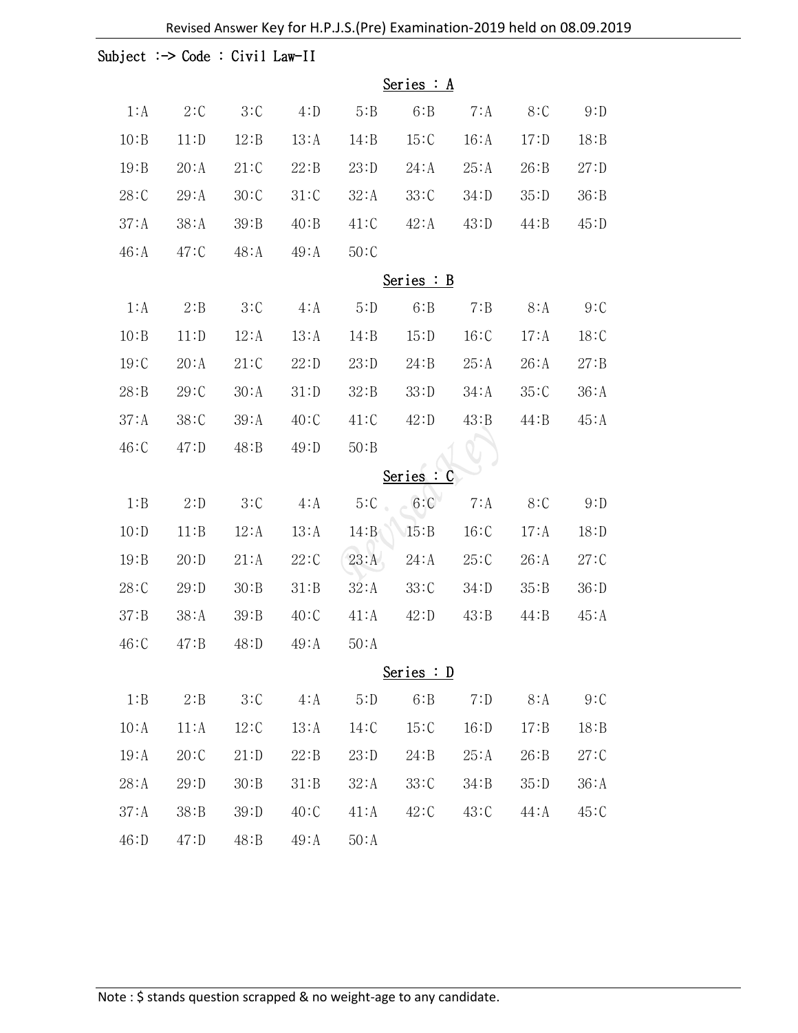Revised Answer Key for H.P.J.S.(Pre) Examination-2019 held on 08.09.2019

Subject :-> Code : Civil Law-II

## Series : A

| | | | | | | | | |
|---|---|---|---|---|---|---|---|---|
| 1:A | 2:C | 3:C | 4:D | 5:B | 6:B | 7:A | 8:C | 9:D |
| 10:B | 11:D | 12:B | 13:A | 14:B | 15:C | 16:A | 17:D | 18:B |
| 19:B | 20:A | 21:C | 22:B | 23:D | 24:A | 25:A | 26:B | 27:D |
| 28:C | 29:A | 30:C | 31:C | 32:A | 33:C | 34:D | 35:D | 36:B |
| 37:A | 38:A | 39:B | 40:B | 41:C | 42:A | 43:D | 44:B | 45:D |
| 46:A | 47:C | 48:A | 49:A | 50:C | | | | |

## Series : B

| | | | | | | | | |
|---|---|---|---|---|---|---|---|---|
| 1:A | 2:B | 3:C | 4:A | 5:D | 6:B | 7:B | 8:A | 9:C |
| 10:B | 11:D | 12:A | 13:A | 14:B | 15:D | 16:C | 17:A | 18:C |
| 19:C | 20:A | 21:C | 22:D | 23:D | 24:B | 25:A | 26:A | 27:B |
| 28:B | 29:C | 30:A | 31:D | 32:B | 33:D | 34:A | 35:C | 36:A |
| 37:A | 38:C | 39:A | 40:C | 41:C | 42:D | 43:B | 44:B | 45:A |
| 46:C | 47:D | 48:B | 49:D | 50:B | | | | |

## Series : C

| | | | | | | | | |
|---|---|---|---|---|---|---|---|---|
| 1:B | 2:D | 3:C | 4:A | 5:C | 6:C | 7:A | 8:C | 9:D |
| 10:D | 11:B | 12:A | 13:A | 14:B | 15:B | 16:C | 17:A | 18:D |
| 19:B | 20:D | 21:A | 22:C | 23:A | 24:A | 25:C | 26:A | 27:C |
| 28:C | 29:D | 30:B | 31:B | 32:A | 33:C | 34:D | 35:B | 36:D |
| 37:B | 38:A | 39:B | 40:C | 41:A | 42:D | 43:B | 44:B | 45:A |
| 46:C | 47:B | 48:D | 49:A | 50:A | | | | |

## Series : D

| | | | | | | | | |
|---|---|---|---|---|---|---|---|---|
| 1:B | 2:B | 3:C | 4:A | 5:D | 6:B | 7:D | 8:A | 9:C |
| 10:A | 11:A | 12:C | 13:A | 14:C | 15:C | 16:D | 17:B | 18:B |
| 19:A | 20:C | 21:D | 22:B | 23:D | 24:B | 25:A | 26:B | 27:C |
| 28:A | 29:D | 30:B | 31:B | 32:A | 33:C | 34:B | 35:D | 36:A |
| 37:A | 38:B | 39:D | 40:C | 41:A | 42:C | 43:C | 44:A | 45:C |
| 46:D | 47:D | 48:B | 49:A | 50:A | | | | |

Note : $ stands question scrapped & no weight-age to any candidate.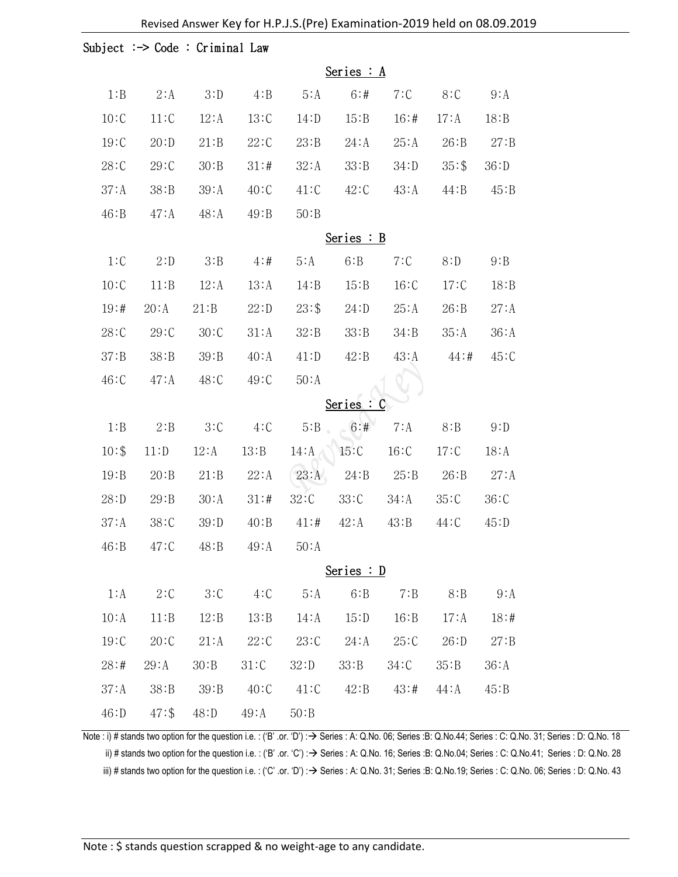Revised Answer Key for H.P.J.S.(Pre) Examination-2019 held on 08.09.2019

Subject :-> Code : Criminal Law

## Series : A

| | | | | | | | | |
|---|---|---|---|---|---|---|---|---|
| 1:B | 2:A | 3:D | 4:B | 5:A | 6:# | 7:C | 8:C | 9:A |
| 10:C | 11:C | 12:A | 13:C | 14:D | 15:B | 16:# | 17:A | 18:B |
| 19:C | 20:D | 21:B | 22:C | 23:B | 24:A | 25:A | 26:B | 27:B |
| 28:C | 29:C | 30:B | 31:# | 32:A | 33:B | 34:D | 35:$ | 36:D |
| 37:A | 38:B | 39:A | 40:C | 41:C | 42:C | 43:A | 44:B | 45:B |
| 46:B | 47:A | 48:A | 49:B | 50:B | | | | |

## Series : B

| | | | | | | | | |
|---|---|---|---|---|---|---|---|---|
| 1:C | 2:D | 3:B | 4:# | 5:A | 6:B | 7:C | 8:D | 9:B |
| 10:C | 11:B | 12:A | 13:A | 14:B | 15:B | 16:C | 17:C | 18:B |
| 19:# | 20:A | 21:B | 22:D | 23:$ | 24:D | 25:A | 26:B | 27:A |
| 28:C | 29:C | 30:C | 31:A | 32:B | 33:B | 34:B | 35:A | 36:A |
| 37:B | 38:B | 39:B | 40:A | 41:D | 42:B | 43:A | 44:# | 45:C |
| 46:C | 47:A | 48:C | 49:C | 50:A | | | | |

## Series : C

| | | | | | | | | |
|---|---|---|---|---|---|---|---|---|
| 1:B | 2:B | 3:C | 4:C | 5:B | 6:# | 7:A | 8:B | 9:D |
| 10:$ | 11:D | 12:A | 13:B | 14:A | 15:C | 16:C | 17:C | 18:A |
| 19:B | 20:B | 21:B | 22:A | 23:A | 24:B | 25:B | 26:B | 27:A |
| 28:D | 29:B | 30:A | 31:# | 32:C | 33:C | 34:A | 35:C | 36:C |
| 37:A | 38:C | 39:D | 40:B | 41:# | 42:A | 43:B | 44:C | 45:D |
| 46:B | 47:C | 48:B | 49:A | 50:A | | | | |

## Series : D

| | | | | | | | | |
|---|---|---|---|---|---|---|---|---|
| 1:A | 2:C | 3:C | 4:C | 5:A | 6:B | 7:B | 8:B | 9:A |
| 10:A | 11:B | 12:B | 13:B | 14:A | 15:D | 16:B | 17:A | 18:# |
| 19:C | 20:C | 21:A | 22:C | 23:C | 24:A | 25:C | 26:D | 27:B |
| 28:# | 29:A | 30:B | 31:C | 32:D | 33:B | 34:C | 35:B | 36:A |
| 37:A | 38:B | 39:B | 40:C | 41:C | 42:B | 43:# | 44:A | 45:B |
| 46:D | 47:$ | 48:D | 49:A | 50:B | | | | |

Note : i) # stands two option for the question i.e. : ('B' .or. 'D') :→ Series : A: Q.No. 06; Series :B: Q.No.44; Series : C: Q.No. 31; Series : D: Q.No. 18

ii) # stands two option for the question i.e. : ('B' .or. 'C') :→ Series : A: Q.No. 16; Series :B: Q.No.04; Series : C: Q.No.41; Series : D: Q.No. 28

iii) # stands two option for the question i.e. : ('C' .or. 'D') :→ Series : A: Q.No. 31; Series :B: Q.No.19; Series : C: Q.No. 06; Series : D: Q.No. 43

Note : $ stands question scrapped & no weight-age to any candidate.